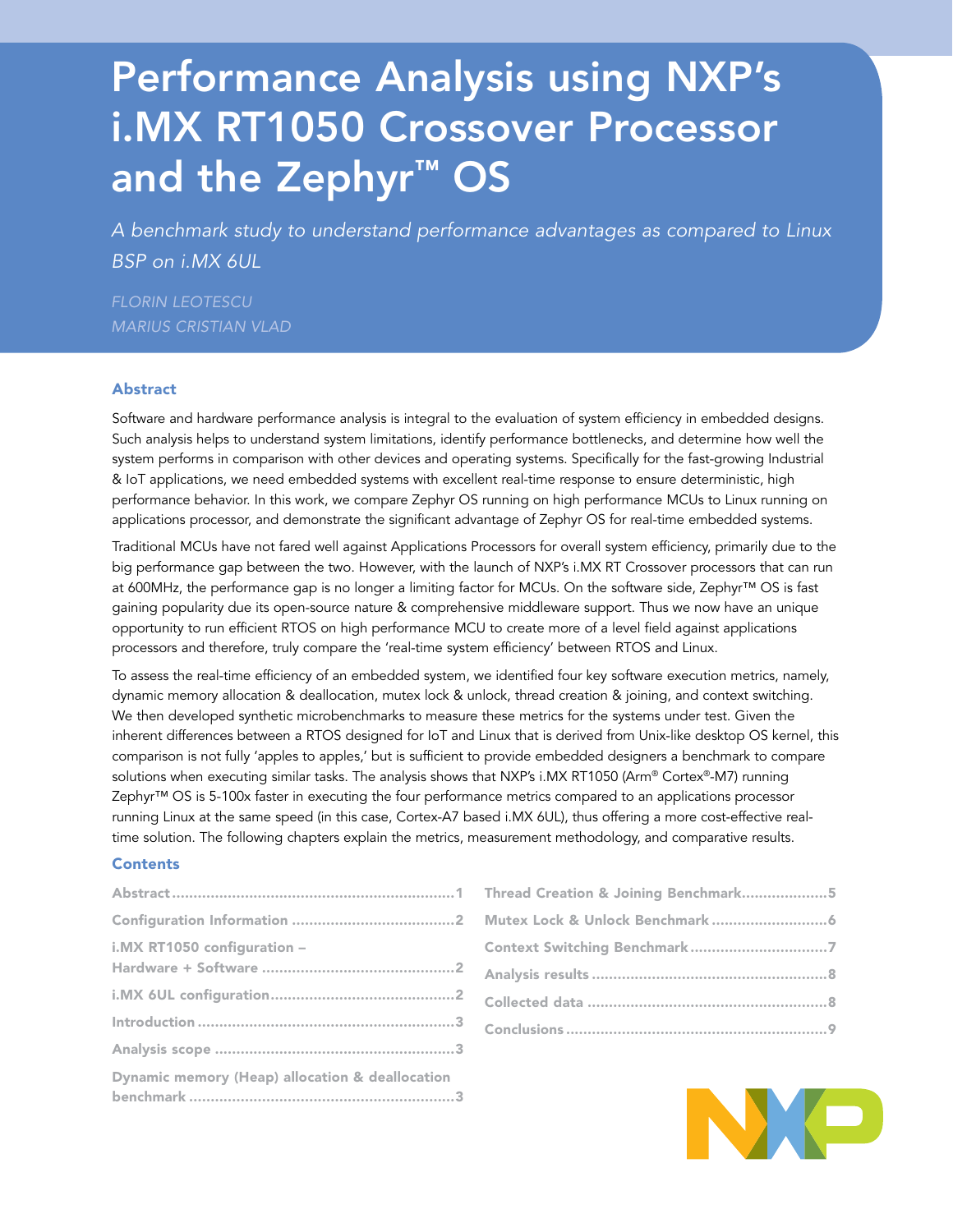# Performance Analysis using NXP's i.MX RT1050 Crossover Processor and the Zephyr™ OS

*A benchmark study to understand performance advantages as compared to Linux BSP on i.MX 6UL*

*FLORIN LEOTESCU*
*MARIUS CRISTIAN VLAD*

## Abstract

Software and hardware performance analysis is integral to the evaluation of system efficiency in embedded designs. Such analysis helps to understand system limitations, identify performance bottlenecks, and determine how well the system performs in comparison with other devices and operating systems. Specifically for the fast-growing Industrial & IoT applications, we need embedded systems with excellent real-time response to ensure deterministic, high performance behavior. In this work, we compare Zephyr OS running on high performance MCUs to Linux running on applications processor, and demonstrate the significant advantage of Zephyr OS for real-time embedded systems.

Traditional MCUs have not fared well against Applications Processors for overall system efficiency, primarily due to the big performance gap between the two. However, with the launch of NXP's i.MX RT Crossover processors that can run at 600MHz, the performance gap is no longer a limiting factor for MCUs. On the software side, Zephyr™ OS is fast gaining popularity due its open-source nature & comprehensive middleware support. Thus we now have an unique opportunity to run efficient RTOS on high performance MCU to create more of a level field against applications processors and therefore, truly compare the 'real-time system efficiency' between RTOS and Linux.

To assess the real-time efficiency of an embedded system, we identified four key software execution metrics, namely, dynamic memory allocation & deallocation, mutex lock & unlock, thread creation & joining, and context switching. We then developed synthetic microbenchmarks to measure these metrics for the systems under test. Given the inherent differences between a RTOS designed for IoT and Linux that is derived from Unix-like desktop OS kernel, this comparison is not fully 'apples to apples,' but is sufficient to provide embedded designers a benchmark to compare solutions when executing similar tasks. The analysis shows that NXP's i.MX RT1050 (Arm® Cortex®-M7) running Zephyr™ OS is 5-100x faster in executing the four performance metrics compared to an applications processor running Linux at the same speed (in this case, Cortex-A7 based i.MX 6UL), thus offering a more cost-effective real-time solution. The following chapters explain the metrics, measurement methodology, and comparative results.

## Contents

- Abstract ... 1
- Configuration Information ... 2
- i.MX RT1050 configuration – Hardware + Software ... 2
- i.MX 6UL configuration ... 2
- Introduction ... 3
- Analysis scope ... 3
- Dynamic memory (Heap) allocation & deallocation benchmark ... 3
- Thread Creation & Joining Benchmark ... 5
- Mutex Lock & Unlock Benchmark ... 6
- Context Switching Benchmark ... 7
- Analysis results ... 8
- Collected data ... 8
- Conclusions ... 9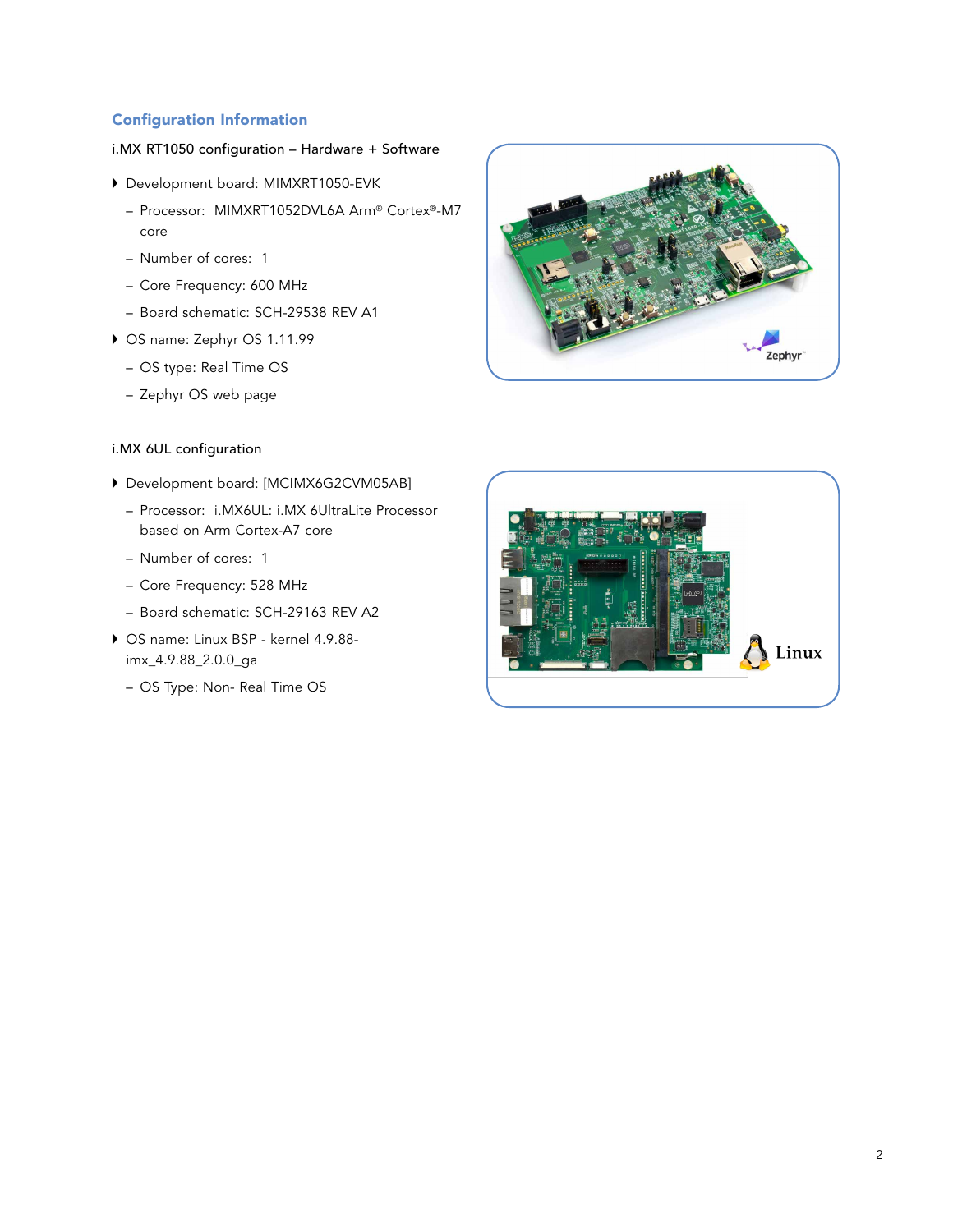## Configuration Information

i.MX RT1050 configuration – Hardware + Software

- Development board: MIMXRT1050-EVK
  - Processor: MIMXRT1052DVL6A Arm® Cortex®-M7 core
  - Number of cores: 1
  - Core Frequency: 600 MHz
  - Board schematic: SCH-29538 REV A1
- OS name: Zephyr OS 1.11.99
  - OS type: Real Time OS
  - Zephyr OS web page

i.MX 6UL configuration

- Development board: [MCIMX6G2CVM05AB]
  - Processor: i.MX6UL: i.MX 6UltraLite Processor based on Arm Cortex-A7 core
  - Number of cores: 1
  - Core Frequency: 528 MHz
  - Board schematic: SCH-29163 REV A2
- OS name: Linux BSP - kernel 4.9.88-imx_4.9.88_2.0.0_ga
  - OS Type: Non- Real Time OS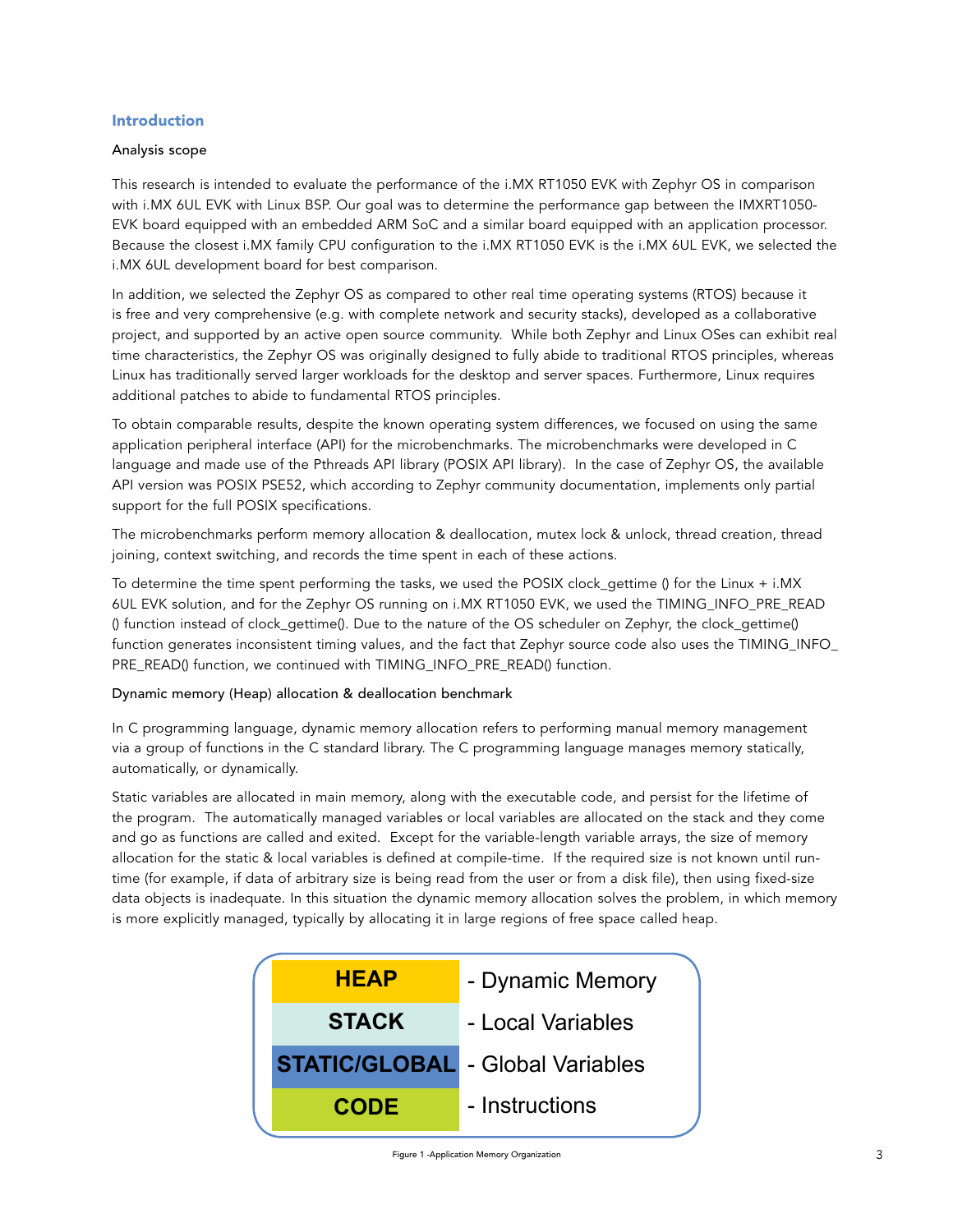## Introduction

### Analysis scope

This research is intended to evaluate the performance of the i.MX RT1050 EVK with Zephyr OS in comparison with i.MX 6UL EVK with Linux BSP. Our goal was to determine the performance gap between the IMXRT1050-EVK board equipped with an embedded ARM SoC and a similar board equipped with an application processor. Because the closest i.MX family CPU configuration to the i.MX RT1050 EVK is the i.MX 6UL EVK, we selected the i.MX 6UL development board for best comparison.

In addition, we selected the Zephyr OS as compared to other real time operating systems (RTOS) because it is free and very comprehensive (e.g. with complete network and security stacks), developed as a collaborative project, and supported by an active open source community. While both Zephyr and Linux OSes can exhibit real time characteristics, the Zephyr OS was originally designed to fully abide to traditional RTOS principles, whereas Linux has traditionally served larger workloads for the desktop and server spaces. Furthermore, Linux requires additional patches to abide to fundamental RTOS principles.

To obtain comparable results, despite the known operating system differences, we focused on using the same application peripheral interface (API) for the microbenchmarks. The microbenchmarks were developed in C language and made use of the Pthreads API library (POSIX API library). In the case of Zephyr OS, the available API version was POSIX PSE52, which according to Zephyr community documentation, implements only partial support for the full POSIX specifications.

The microbenchmarks perform memory allocation & deallocation, mutex lock & unlock, thread creation, thread joining, context switching, and records the time spent in each of these actions.

To determine the time spent performing the tasks, we used the POSIX clock_gettime () for the Linux + i.MX 6UL EVK solution, and for the Zephyr OS running on i.MX RT1050 EVK, we used the TIMING_INFO_PRE_READ () function instead of clock_gettime(). Due to the nature of the OS scheduler on Zephyr, the clock_gettime() function generates inconsistent timing values, and the fact that Zephyr source code also uses the TIMING_INFO_PRE_READ() function, we continued with TIMING_INFO_PRE_READ() function.

### Dynamic memory (Heap) allocation & deallocation benchmark

In C programming language, dynamic memory allocation refers to performing manual memory management via a group of functions in the C standard library. The C programming language manages memory statically, automatically, or dynamically.

Static variables are allocated in main memory, along with the executable code, and persist for the lifetime of the program. The automatically managed variables or local variables are allocated on the stack and they come and go as functions are called and exited. Except for the variable-length variable arrays, the size of memory allocation for the static & local variables is defined at compile-time. If the required size is not known until run-time (for example, if data of arbitrary size is being read from the user or from a disk file), then using fixed-size data objects is inadequate. In this situation the dynamic memory allocation solves the problem, in which memory is more explicitly managed, typically by allocating it in large regions of free space called heap.

| | |
|---|---|
| HEAP | - Dynamic Memory |
| STACK | - Local Variables |
| STATIC/GLOBAL | - Global Variables |
| CODE | - Instructions |

Figure 1 -Application Memory Organization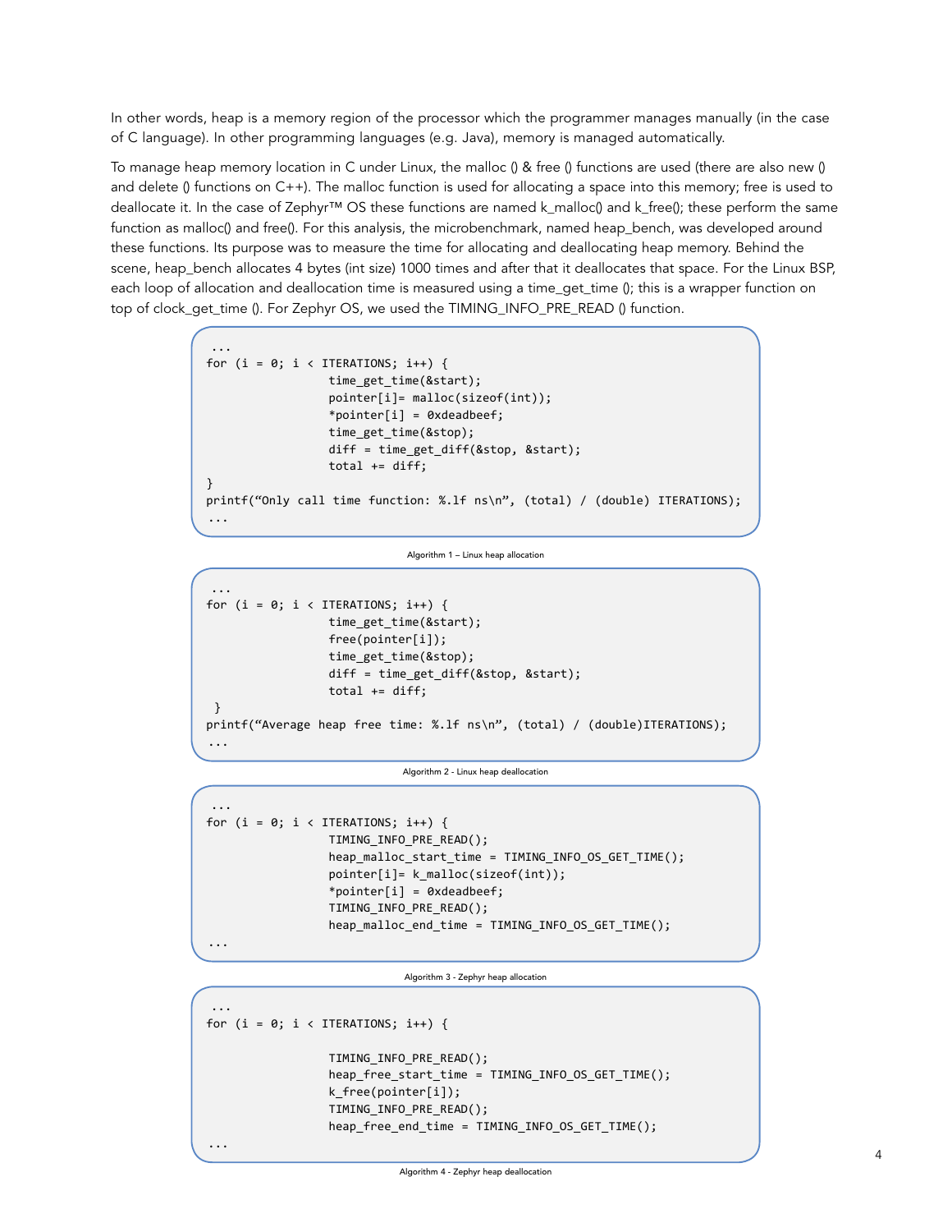In other words, heap is a memory region of the processor which the programmer manages manually (in the case of C language). In other programming languages (e.g. Java), memory is managed automatically.

To manage heap memory location in C under Linux, the malloc () & free () functions are used (there are also new () and delete () functions on C++). The malloc function is used for allocating a space into this memory; free is used to deallocate it. In the case of Zephyr™ OS these functions are named k_malloc() and k_free(); these perform the same function as malloc() and free(). For this analysis, the microbenchmark, named heap_bench, was developed around these functions. Its purpose was to measure the time for allocating and deallocating heap memory. Behind the scene, heap_bench allocates 4 bytes (int size) 1000 times and after that it deallocates that space. For the Linux BSP, each loop of allocation and deallocation time is measured using a time_get_time (); this is a wrapper function on top of clock_get_time (). For Zephyr OS, we used the TIMING_INFO_PRE_READ () function.

```
...
for (i = 0; i < ITERATIONS; i++) {
                time_get_time(&start);
                pointer[i]= malloc(sizeof(int));
                *pointer[i] = 0xdeadbeef;
                time_get_time(&stop);
                diff = time_get_diff(&stop, &start);
                total += diff;
}
printf("Only call time function: %.lf ns\n", (total) / (double) ITERATIONS);
...
```

Algorithm 1 – Linux heap allocation

```
...
for (i = 0; i < ITERATIONS; i++) {
                time_get_time(&start);
                free(pointer[i]);
                time_get_time(&stop);
                diff = time_get_diff(&stop, &start);
                total += diff;
 }
printf("Average heap free time: %.lf ns\n", (total) / (double)ITERATIONS);
...
```

Algorithm 2 - Linux heap deallocation

```
...
for (i = 0; i < ITERATIONS; i++) {
                TIMING_INFO_PRE_READ();
                heap_malloc_start_time = TIMING_INFO_OS_GET_TIME();
                pointer[i]= k_malloc(sizeof(int));
                *pointer[i] = 0xdeadbeef;
                TIMING_INFO_PRE_READ();
                heap_malloc_end_time = TIMING_INFO_OS_GET_TIME();
...
```

Algorithm 3 - Zephyr heap allocation

```
...
for (i = 0; i < ITERATIONS; i++) {

                TIMING_INFO_PRE_READ();
                heap_free_start_time = TIMING_INFO_OS_GET_TIME();
                k_free(pointer[i]);
                TIMING_INFO_PRE_READ();
                heap_free_end_time = TIMING_INFO_OS_GET_TIME();
...
```

Algorithm 4 - Zephyr heap deallocation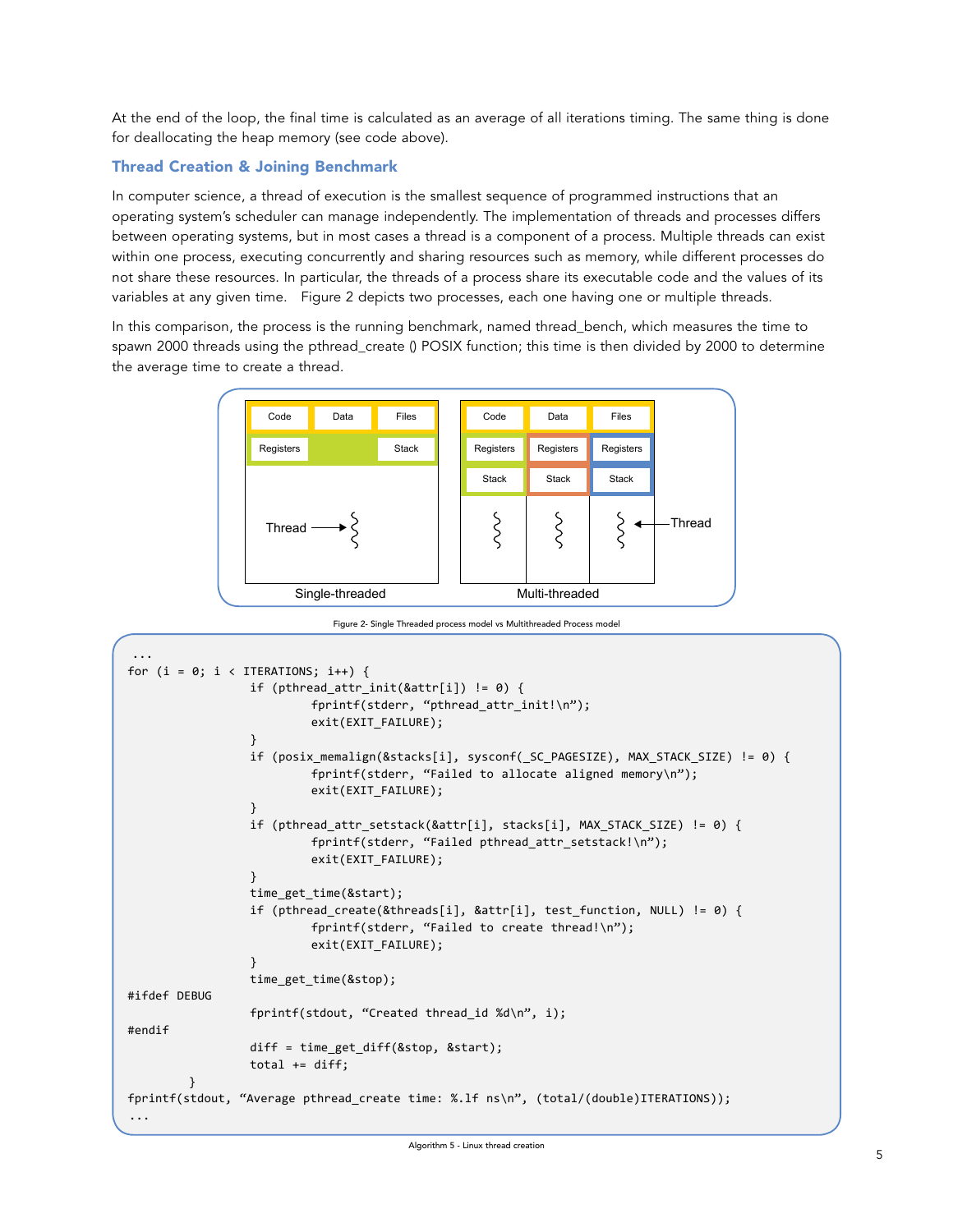At the end of the loop, the final time is calculated as an average of all iterations timing. The same thing is done for deallocating the heap memory (see code above).

### Thread Creation & Joining Benchmark

In computer science, a thread of execution is the smallest sequence of programmed instructions that an operating system's scheduler can manage independently. The implementation of threads and processes differs between operating systems, but in most cases a thread is a component of a process. Multiple threads can exist within one process, executing concurrently and sharing resources such as memory, while different processes do not share these resources. In particular, the threads of a process share its executable code and the values of its variables at any given time.   Figure 2 depicts two processes, each one having one or multiple threads.

In this comparison, the process is the running benchmark, named thread_bench, which measures the time to spawn 2000 threads using the pthread_create () POSIX function; this time is then divided by 2000 to determine the average time to create a thread.

Figure 2- Single Threaded process model vs Multithreaded Process model

```
...
for (i = 0; i < ITERATIONS; i++) {
                if (pthread_attr_init(&attr[i]) != 0) {
                        fprintf(stderr, "pthread_attr_init!\n");
                        exit(EXIT_FAILURE);
                }
                if (posix_memalign(&stacks[i], sysconf(_SC_PAGESIZE), MAX_STACK_SIZE) != 0) {
                        fprintf(stderr, "Failed to allocate aligned memory\n");
                        exit(EXIT_FAILURE);
                }
                if (pthread_attr_setstack(&attr[i], stacks[i], MAX_STACK_SIZE) != 0) {
                        fprintf(stderr, "Failed pthread_attr_setstack!\n");
                        exit(EXIT_FAILURE);
                }
                time_get_time(&start);
                if (pthread_create(&threads[i], &attr[i], test_function, NULL) != 0) {
                        fprintf(stderr, "Failed to create thread!\n");
                        exit(EXIT_FAILURE);
                }
                time_get_time(&stop);
#ifdef DEBUG
                fprintf(stdout, "Created thread_id %d\n", i);
#endif
                diff = time_get_diff(&stop, &start);
                total += diff;
        }
fprintf(stdout, "Average pthread_create time: %.lf ns\n", (total/(double)ITERATIONS));
...
```

Algorithm 5 - Linux thread creation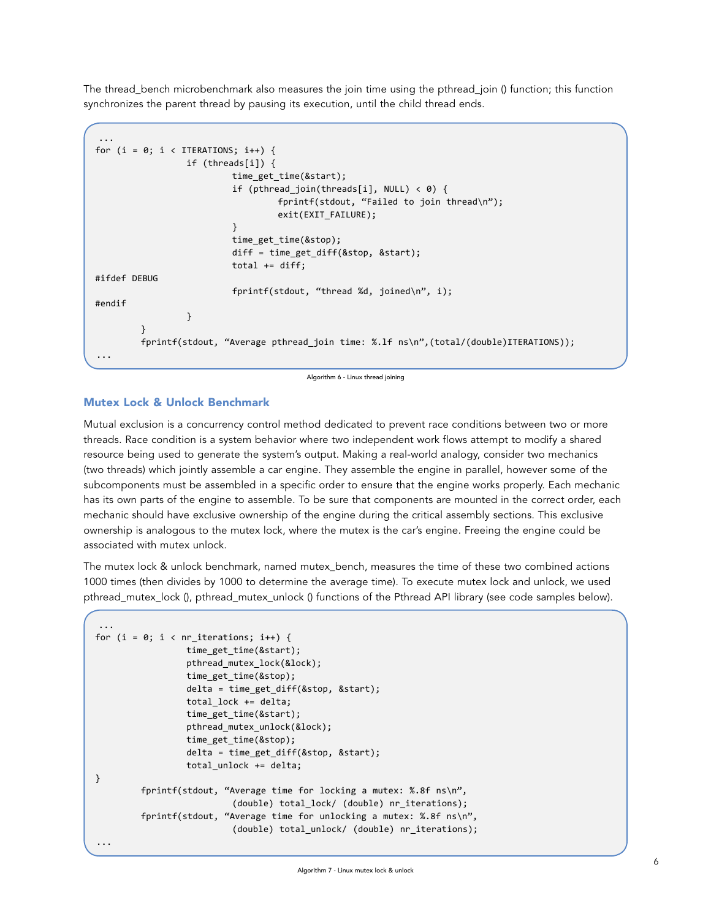The thread_bench microbenchmark also measures the join time using the pthread_join () function; this function synchronizes the parent thread by pausing its execution, until the child thread ends.

```
...
for (i = 0; i < ITERATIONS; i++) {
                if (threads[i]) {
                        time_get_time(&start);
                        if (pthread_join(threads[i], NULL) < 0) {
                                fprintf(stdout, “Failed to join thread\n”);
                                exit(EXIT_FAILURE);
                        }
                        time_get_time(&stop);
                        diff = time_get_diff(&stop, &start);
                        total += diff;
#ifdef DEBUG
                        fprintf(stdout, “thread %d, joined\n”, i);
#endif
                }
        }
        fprintf(stdout, “Average pthread_join time: %.1f ns\n”,(total/(double)ITERATIONS));
...
```

Algorithm 6 - Linux thread joining

## Mutex Lock & Unlock Benchmark

Mutual exclusion is a concurrency control method dedicated to prevent race conditions between two or more threads. Race condition is a system behavior where two independent work flows attempt to modify a shared resource being used to generate the system's output. Making a real-world analogy, consider two mechanics (two threads) which jointly assemble a car engine. They assemble the engine in parallel, however some of the subcomponents must be assembled in a specific order to ensure that the engine works properly. Each mechanic has its own parts of the engine to assemble. To be sure that components are mounted in the correct order, each mechanic should have exclusive ownership of the engine during the critical assembly sections. This exclusive ownership is analogous to the mutex lock, where the mutex is the car's engine. Freeing the engine could be associated with mutex unlock.

The mutex lock & unlock benchmark, named mutex_bench, measures the time of these two combined actions 1000 times (then divides by 1000 to determine the average time). To execute mutex lock and unlock, we used pthread_mutex_lock (), pthread_mutex_unlock () functions of the Pthread API library (see code samples below).

```
...
for (i = 0; i < nr_iterations; i++) {
                time_get_time(&start);
                pthread_mutex_lock(&lock);
                time_get_time(&stop);
                delta = time_get_diff(&stop, &start);
                total_lock += delta;
                time_get_time(&start);
                pthread_mutex_unlock(&lock);
                time_get_time(&stop);
                delta = time_get_diff(&stop, &start);
                total_unlock += delta;
}
        fprintf(stdout, “Average time for locking a mutex: %.8f ns\n”,
                        (double) total_lock/ (double) nr_iterations);
        fprintf(stdout, “Average time for unlocking a mutex: %.8f ns\n”,
                        (double) total_unlock/ (double) nr_iterations);
...
```

Algorithm 7 - Linux mutex lock & unlock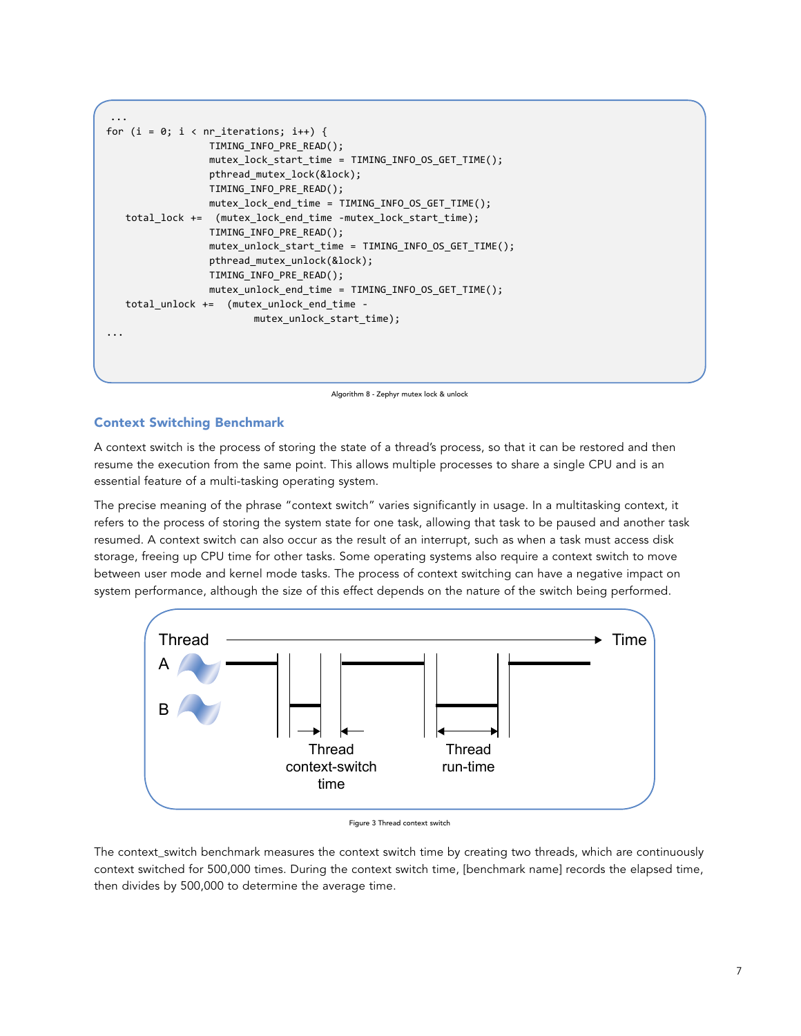```
...
for (i = 0; i < nr_iterations; i++) {
                TIMING_INFO_PRE_READ();
                mutex_lock_start_time = TIMING_INFO_OS_GET_TIME();
                pthread_mutex_lock(&lock);
                TIMING_INFO_PRE_READ();
                mutex_lock_end_time = TIMING_INFO_OS_GET_TIME();
    total_lock +=  (mutex_lock_end_time -mutex_lock_start_time);
                TIMING_INFO_PRE_READ();
                mutex_unlock_start_time = TIMING_INFO_OS_GET_TIME();
                pthread_mutex_unlock(&lock);
                TIMING_INFO_PRE_READ();
                mutex_unlock_end_time = TIMING_INFO_OS_GET_TIME();
    total_unlock +=  (mutex_unlock_end_time -
                       mutex_unlock_start_time);
...
```

Algorithm 8 - Zephyr mutex lock & unlock

## Context Switching Benchmark

A context switch is the process of storing the state of a thread's process, so that it can be restored and then resume the execution from the same point. This allows multiple processes to share a single CPU and is an essential feature of a multi-tasking operating system.

The precise meaning of the phrase "context switch" varies significantly in usage. In a multitasking context, it refers to the process of storing the system state for one task, allowing that task to be paused and another task resumed. A context switch can also occur as the result of an interrupt, such as when a task must access disk storage, freeing up CPU time for other tasks. Some operating systems also require a context switch to move between user mode and kernel mode tasks. The process of context switching can have a negative impact on system performance, although the size of this effect depends on the nature of the switch being performed.

Figure 3 Thread context switch

The context_switch benchmark measures the context switch time by creating two threads, which are continuous context switched for 500,000 times. During the context switch time, [benchmark name] records the elapsed time, then divides by 500,000 to determine the average time.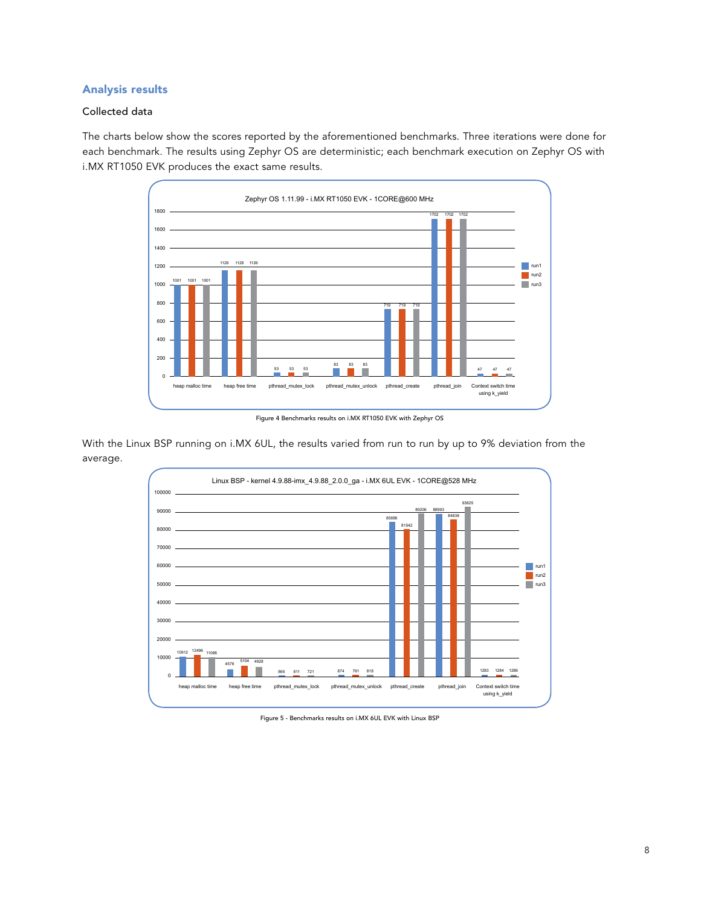## Analysis results

### Collected data

The charts below show the scores reported by the aforementioned benchmarks. Three iterations were done for each benchmark. The results using Zephyr OS are deterministic; each benchmark execution on Zephyr OS with i.MX RT1050 EVK produces the exact same results.

**Zephyr OS 1.11.99 - i.MX RT1050 EVK - 1CORE@600 MHz**

| Benchmark | run1 | run2 | run3 |
|---|---|---|---|
| heap malloc time | 1001 | 1001 | 1001 |
| heap free time | 1126 | 1126 | 1126 |
| pthread_mutex_lock | 53 | 53 | 53 |
| pthread_mutex_unlock | 83 | 83 | 83 |
| pthread_create | 719 | 719 | 719 |
| pthread_join | 1702 | 1702 | 1702 |
| Context switch time using k_yield | 47 | 47 | 47 |

Figure 4 Benchmarks results on i.MX RT1050 EVK with Zephyr OS

With the Linux BSP running on i.MX 6UL, the results varied from run to run by up to 9% deviation from the average.

**Linux BSP - kernel 4.9.88-imx_4.9.88_2.0.0_ga - i.MX 6UL EVK - 1CORE@528 MHz**

| Benchmark | run1 | run2 | run3 |
|---|---|---|---|
| heap malloc time | 10912 | 12496 | 11088 |
| heap free time | 4576 | 5104 | 4928 |
| pthread_mutex_lock | 865 | 811 | 721 |
| pthread_mutex_unlock | 874 | 761 | 818 |
| pthread_create | 85686 | 81542 | 89206 |
| pthread_join | 88993 | 84838 | 93825 |
| Context switch time using k_yield | 1283 | 1284 | 1286 |

Figure 5 - Benchmarks results on i.MX 6UL EVK with Linux BSP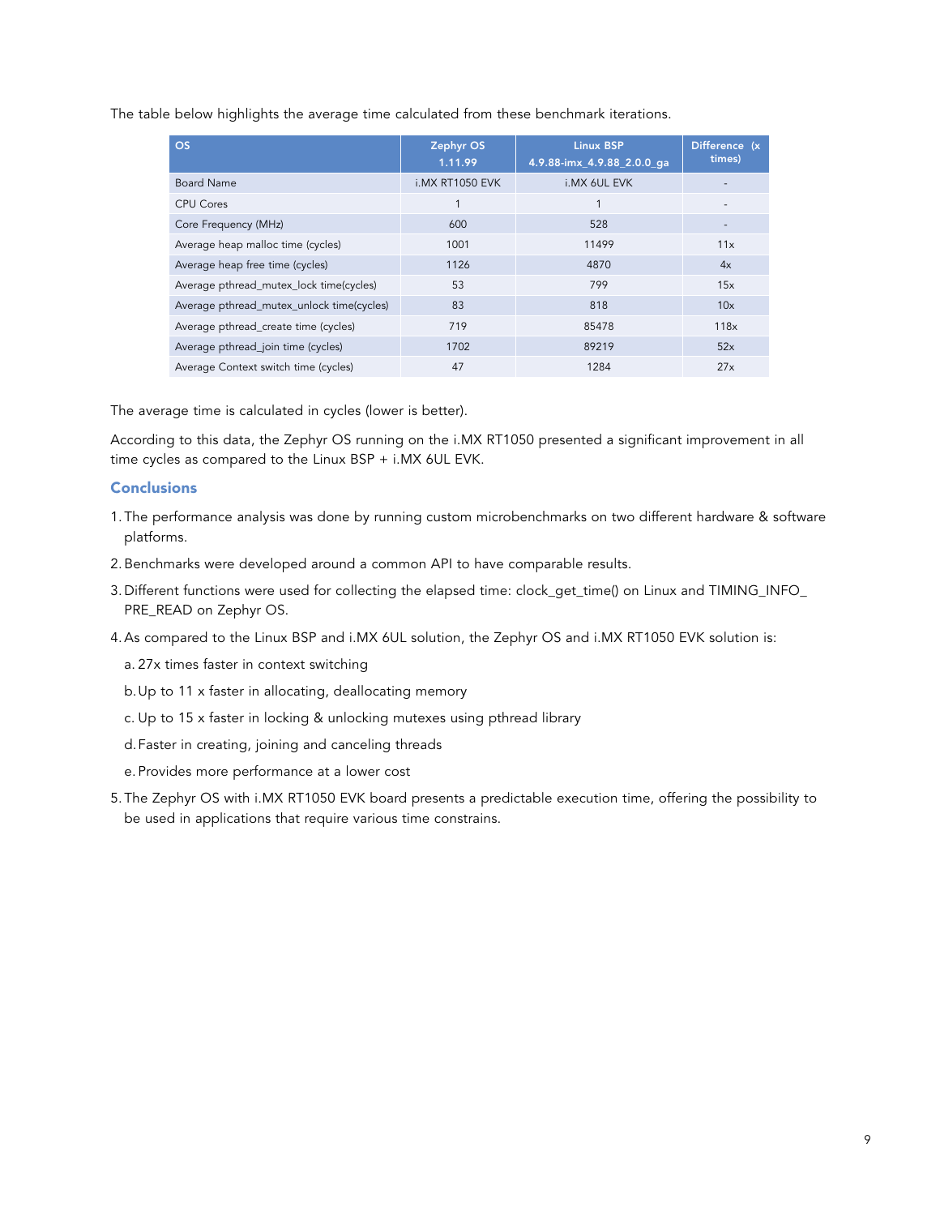The table below highlights the average time calculated from these benchmark iterations.

| OS | Zephyr OS 1.11.99 | Linux BSP 4.9.88-imx_4.9.88_2.0.0_ga | Difference (x times) |
|---|---|---|---|
| Board Name | i.MX RT1050 EVK | i.MX 6UL EVK | - |
| CPU Cores | 1 | 1 | - |
| Core Frequency (MHz) | 600 | 528 | - |
| Average heap malloc time (cycles) | 1001 | 11499 | 11x |
| Average heap free time (cycles) | 1126 | 4870 | 4x |
| Average pthread_mutex_lock time(cycles) | 53 | 799 | 15x |
| Average pthread_mutex_unlock time(cycles) | 83 | 818 | 10x |
| Average pthread_create time (cycles) | 719 | 85478 | 118x |
| Average pthread_join time (cycles) | 1702 | 89219 | 52x |
| Average Context switch time (cycles) | 47 | 1284 | 27x |

The average time is calculated in cycles (lower is better).

According to this data, the Zephyr OS running on the i.MX RT1050 presented a significant improvement in all time cycles as compared to the Linux BSP + i.MX 6UL EVK.

## Conclusions

1. The performance analysis was done by running custom microbenchmarks on two different hardware & software platforms.
2. Benchmarks were developed around a common API to have comparable results.
3. Different functions were used for collecting the elapsed time: clock_get_time() on Linux and TIMING_INFO_PRE_READ on Zephyr OS.
4. As compared to the Linux BSP and i.MX 6UL solution, the Zephyr OS and i.MX RT1050 EVK solution is:
   a. 27x times faster in context switching
   b. Up to 11 x faster in allocating, deallocating memory
   c. Up to 15 x faster in locking & unlocking mutexes using pthread library
   d. Faster in creating, joining and canceling threads
   e. Provides more performance at a lower cost
5. The Zephyr OS with i.MX RT1050 EVK board presents a predictable execution time, offering the possibility to be used in applications that require various time constrains.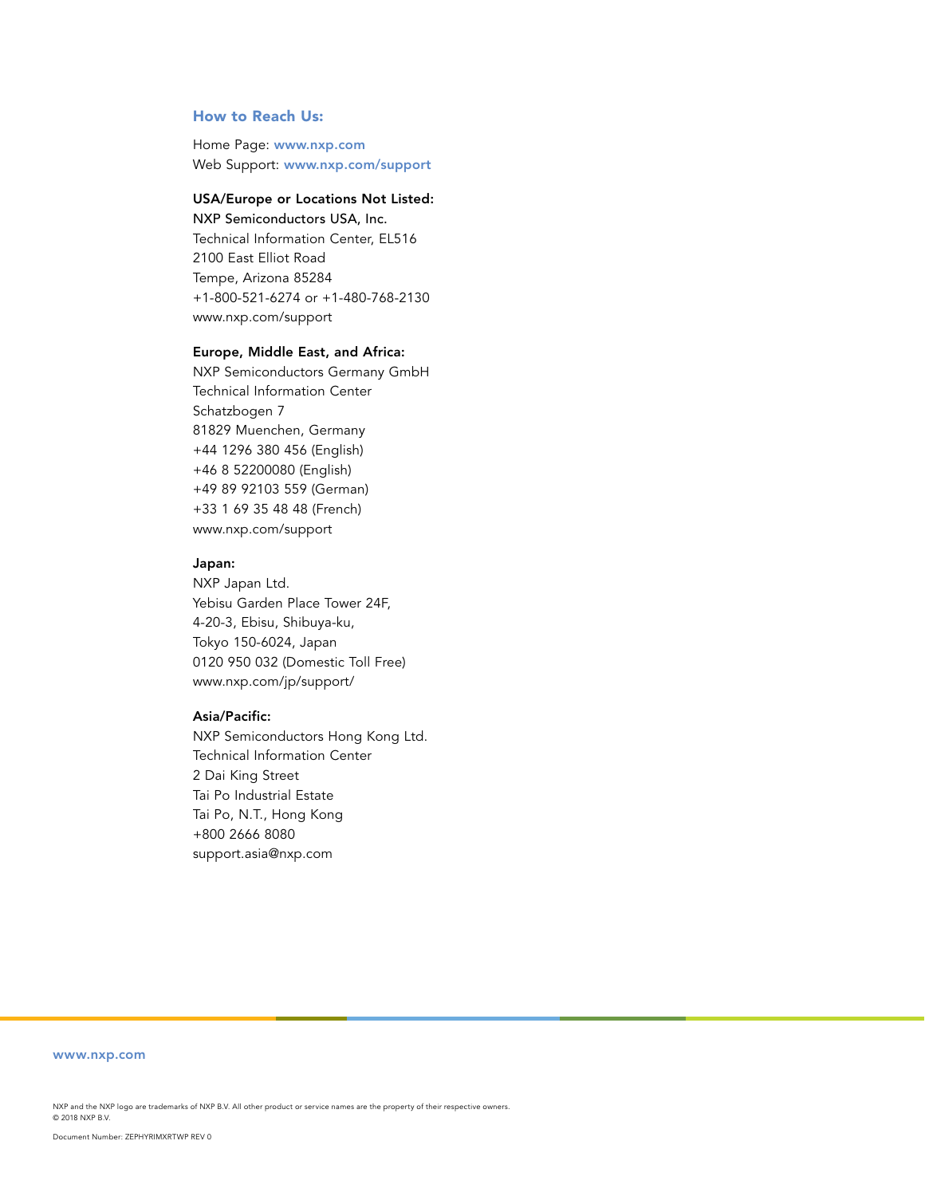### How to Reach Us:

Home Page: www.nxp.com
Web Support: www.nxp.com/support

**USA/Europe or Locations Not Listed:**
NXP Semiconductors USA, Inc.
Technical Information Center, EL516
2100 East Elliot Road
Tempe, Arizona 85284
+1-800-521-6274 or +1-480-768-2130
www.nxp.com/support

**Europe, Middle East, and Africa:**
NXP Semiconductors Germany GmbH
Technical Information Center
Schatzbogen 7
81829 Muenchen, Germany
+44 1296 380 456 (English)
+46 8 52200080 (English)
+49 89 92103 559 (German)
+33 1 69 35 48 48 (French)
www.nxp.com/support

**Japan:**
NXP Japan Ltd.
Yebisu Garden Place Tower 24F,
4-20-3, Ebisu, Shibuya-ku,
Tokyo 150-6024, Japan
0120 950 032 (Domestic Toll Free)
www.nxp.com/jp/support/

**Asia/Pacific:**
NXP Semiconductors Hong Kong Ltd.
Technical Information Center
2 Dai King Street
Tai Po Industrial Estate
Tai Po, N.T., Hong Kong
+800 2666 8080
support.asia@nxp.com

www.nxp.com

NXP and the NXP logo are trademarks of NXP B.V. All other product or service names are the property of their respective owners.
© 2018 NXP B.V.

Document Number: ZEPHYRIMXRTWP REV 0